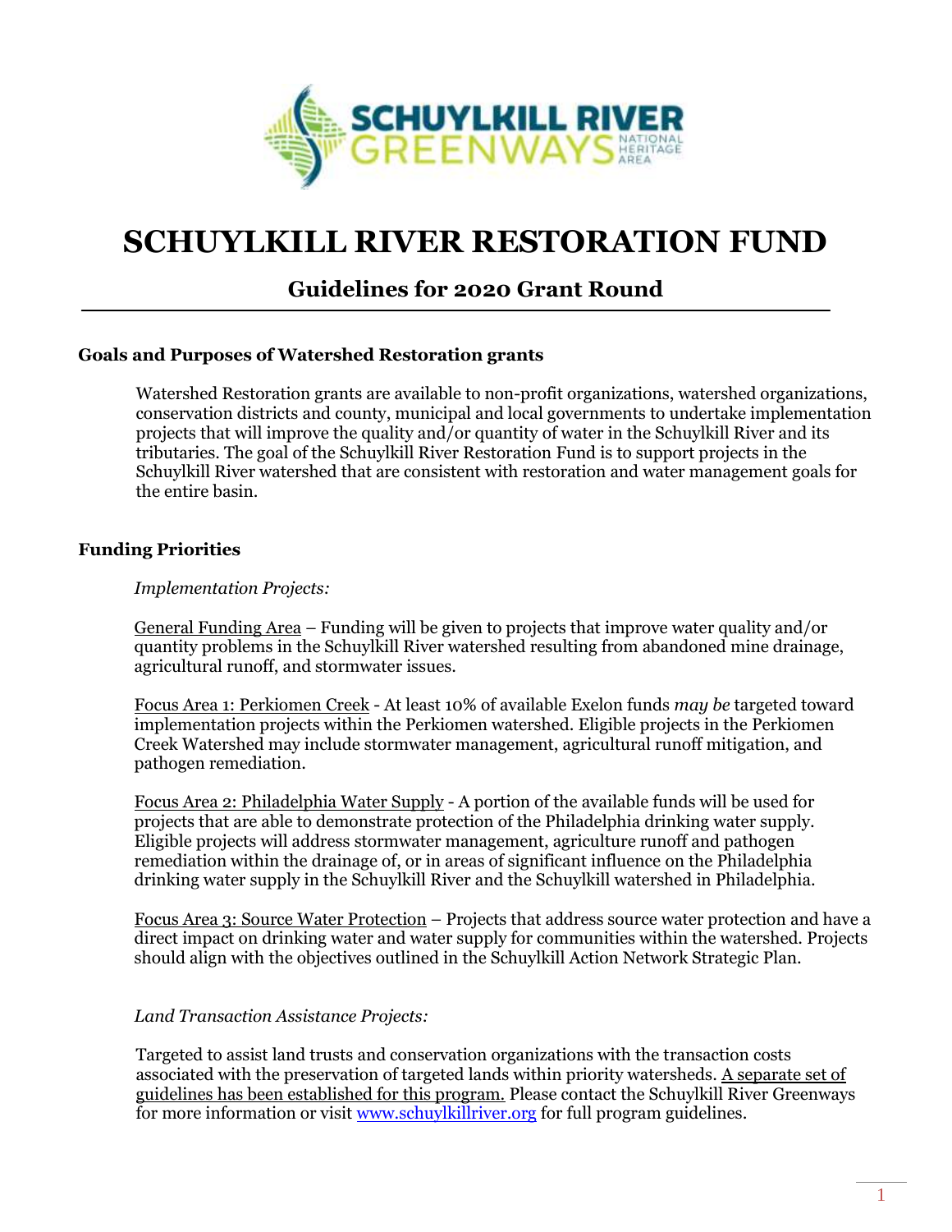# SCHUYLKILL RIVER RESTORATION FUND

## Guidelines for 2020 Grant Round

### Goals and Purposes of Watershed Restoration grants

Watershed Restoration grants are available to non-profit organizations, watershed organizations, conservation districts and county, municipal and local governments to undertake implementation projects that will improve the quality and/or quantity of water in the Schuylkill River and its tributaries. The goal of the Schuylkill River Restoration Fund is to support projects in the Schuylkill River watershed that are consistent with restoration and water management goals for the entire basin.

### Funding Priorities

*Implementation Projects:*

General Funding Area – Funding will be given to projects that improve water quality and/or quantity problems in the Schuylkill River watershed resulting from abandoned mine drainage, agricultural runoff, and stormwater issues.

Focus Area 1: Perkiomen Creek - At least 10% of available Exelon funds *may be* targeted toward implementation projects within the Perkiomen watershed. Eligible projects in the Perkiomen Creek Watershed may include stormwater management, agricultural runoff mitigation, and pathogen remediation.

Focus Area 2: Philadelphia Water Supply - A portion of the available funds will be used for projects that are able to demonstrate protection of the Philadelphia drinking water supply. Eligible projects will address stormwater management, agriculture runoff and pathogen remediation within the drainage of, or in areas of significant influence on the Philadelphia drinking water supply in the Schuylkill River and the Schuylkill watershed in Philadelphia.

Focus Area 3: Source Water Protection – Projects that address source water protection and have a direct impact on drinking water and water supply for communities within the watershed. Projects should align with the objectives outlined in the Schuylkill Action Network Strategic Plan.

*Land Transaction Assistance Projects:*

Targeted to assist land trusts and conservation organizations with the transaction costs associated with the preservation of targeted lands within priority watersheds. A separate set of guidelines has been established for this program. Please contact the Schuylkill River Greenways for more information or visit www.schuylkillriver.org for full program guidelines.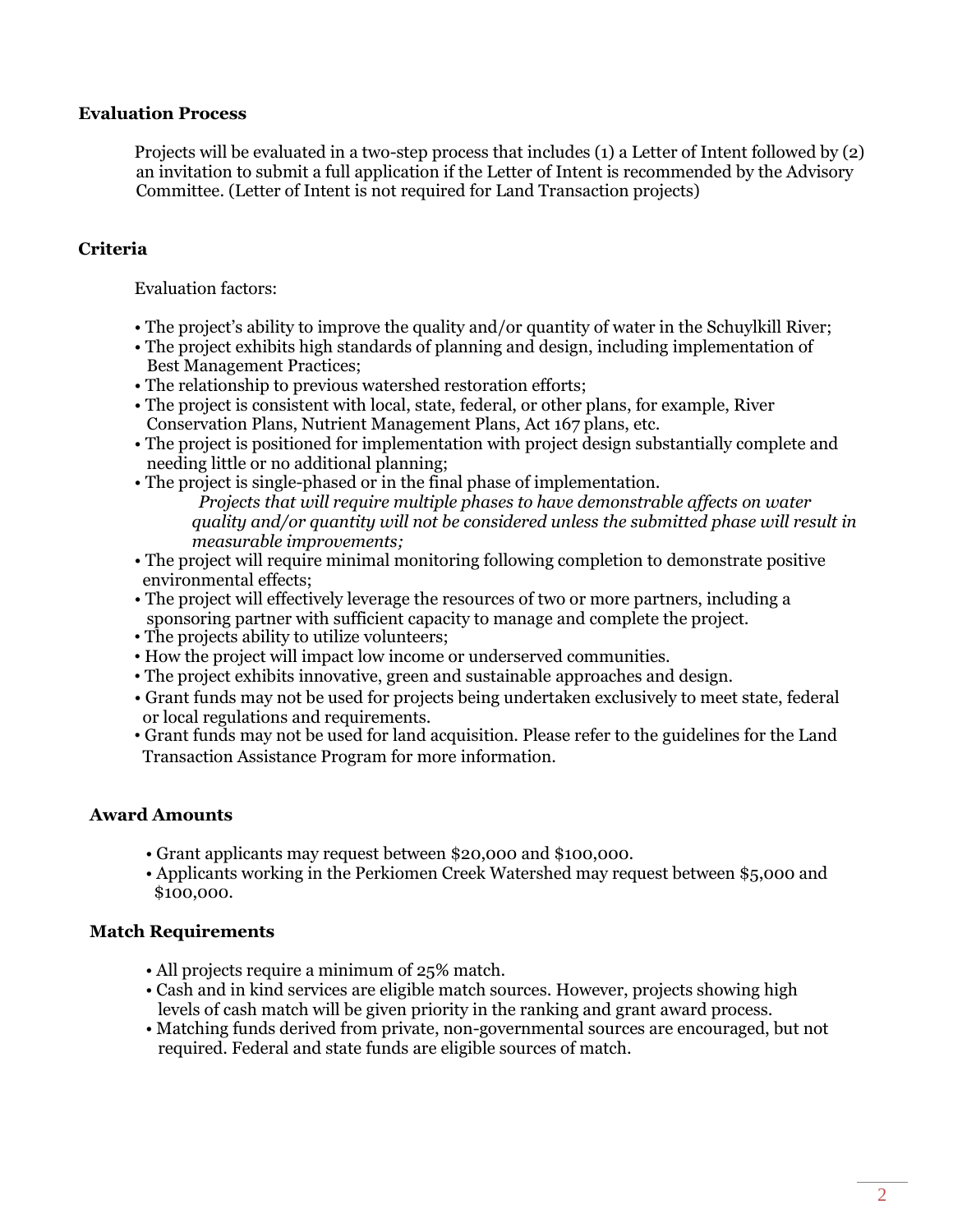**Evaluation Process**

Projects will be evaluated in a two-step process that includes (1) a Letter of Intent followed by (2) an invitation to submit a full application if the Letter of Intent is recommended by the Advisory Committee. (Letter of Intent is not required for Land Transaction projects)

**Criteria**

Evaluation factors:

- The project's ability to improve the quality and/or quantity of water in the Schuylkill River;
- The project exhibits high standards of planning and design, including implementation of Best Management Practices;
- The relationship to previous watershed restoration efforts;
- The project is consistent with local, state, federal, or other plans, for example, River Conservation Plans, Nutrient Management Plans, Act 167 plans, etc.
- The project is positioned for implementation with project design substantially complete and needing little or no additional planning;
- The project is single-phased or in the final phase of implementation.
  *Projects that will require multiple phases to have demonstrable affects on water quality and/or quantity will not be considered unless the submitted phase will result in measurable improvements;*
- The project will require minimal monitoring following completion to demonstrate positive environmental effects;
- The project will effectively leverage the resources of two or more partners, including a sponsoring partner with sufficient capacity to manage and complete the project.
- The projects ability to utilize volunteers;
- How the project will impact low income or underserved communities.
- The project exhibits innovative, green and sustainable approaches and design.
- Grant funds may not be used for projects being undertaken exclusively to meet state, federal or local regulations and requirements.
- Grant funds may not be used for land acquisition. Please refer to the guidelines for the Land Transaction Assistance Program for more information.

**Award Amounts**

- Grant applicants may request between $20,000 and $100,000.
- Applicants working in the Perkiomen Creek Watershed may request between $5,000 and $100,000.

**Match Requirements**

- All projects require a minimum of 25% match.
- Cash and in kind services are eligible match sources. However, projects showing high levels of cash match will be given priority in the ranking and grant award process.
- Matching funds derived from private, non-governmental sources are encouraged, but not required. Federal and state funds are eligible sources of match.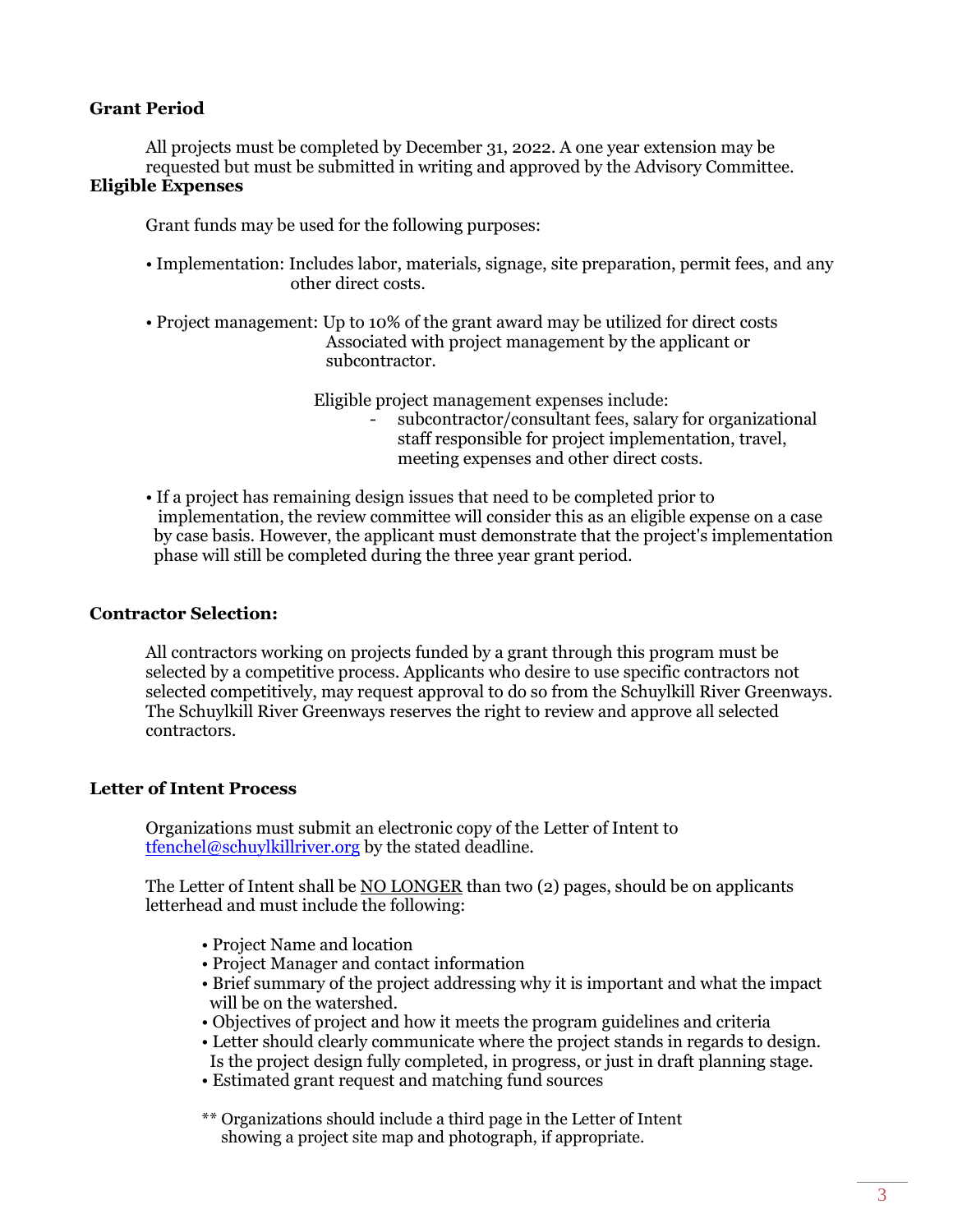**Grant Period**

All projects must be completed by December 31, 2022. A one year extension may be requested but must be submitted in writing and approved by the Advisory Committee.

**Eligible Expenses**

Grant funds may be used for the following purposes:

• Implementation: Includes labor, materials, signage, site preparation, permit fees, and any other direct costs.

• Project management: Up to 10% of the grant award may be utilized for direct costs Associated with project management by the applicant or subcontractor.

Eligible project management expenses include:

- subcontractor/consultant fees, salary for organizational staff responsible for project implementation, travel, meeting expenses and other direct costs.

• If a project has remaining design issues that need to be completed prior to implementation, the review committee will consider this as an eligible expense on a case by case basis. However, the applicant must demonstrate that the project's implementation phase will still be completed during the three year grant period.

**Contractor Selection:**

All contractors working on projects funded by a grant through this program must be selected by a competitive process. Applicants who desire to use specific contractors not selected competitively, may request approval to do so from the Schuylkill River Greenways. The Schuylkill River Greenways reserves the right to review and approve all selected contractors.

**Letter of Intent Process**

Organizations must submit an electronic copy of the Letter of Intent to tfenchel@schuylkillriver.org by the stated deadline.

The Letter of Intent shall be NO LONGER than two (2) pages, should be on applicants letterhead and must include the following:

- Project Name and location
- Project Manager and contact information
- Brief summary of the project addressing why it is important and what the impact will be on the watershed.
- Objectives of project and how it meets the program guidelines and criteria
- Letter should clearly communicate where the project stands in regards to design. Is the project design fully completed, in progress, or just in draft planning stage.
- Estimated grant request and matching fund sources

** Organizations should include a third page in the Letter of Intent showing a project site map and photograph, if appropriate.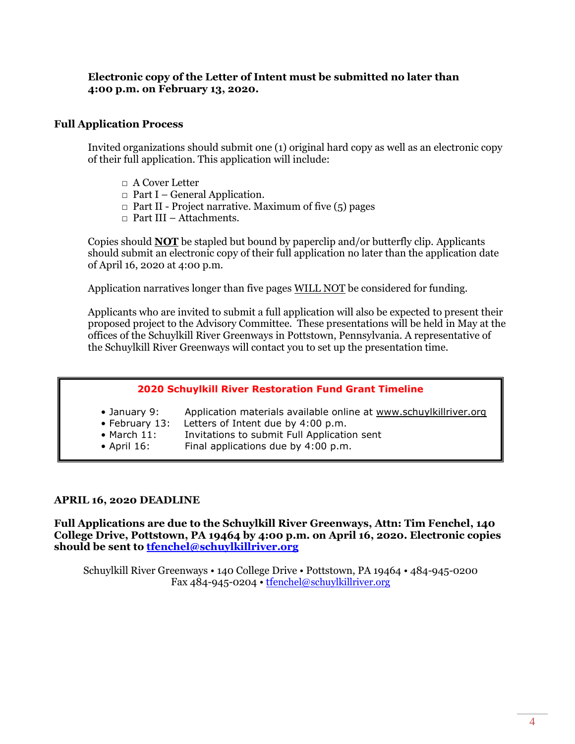**Electronic copy of the Letter of Intent must be submitted no later than 4:00 p.m. on February 13, 2020.**

### Full Application Process

Invited organizations should submit one (1) original hard copy as well as an electronic copy of their full application. This application will include:

- □ A Cover Letter
- □ Part I – General Application.
- □ Part II - Project narrative. Maximum of five (5) pages
- □ Part III – Attachments.

Copies should **NOT** be stapled but bound by paperclip and/or butterfly clip. Applicants should submit an electronic copy of their full application no later than the application date of April 16, 2020 at 4:00 p.m.

Application narratives longer than five pages WILL NOT be considered for funding.

Applicants who are invited to submit a full application will also be expected to present their proposed project to the Advisory Committee. These presentations will be held in May at the offices of the Schuylkill River Greenways in Pottstown, Pennsylvania. A representative of the Schuylkill River Greenways will contact you to set up the presentation time.

**2020 Schuylkill River Restoration Fund Grant Timeline**

- January 9: Application materials available online at www.schuylkillriver.org
- February 13: Letters of Intent due by 4:00 p.m.
- March 11: Invitations to submit Full Application sent
- April 16: Final applications due by 4:00 p.m.

### APRIL 16, 2020 DEADLINE

**Full Applications are due to the Schuylkill River Greenways, Attn: Tim Fenchel, 140 College Drive, Pottstown, PA 19464 by 4:00 p.m. on April 16, 2020. Electronic copies should be sent to tfenchel@schuylkillriver.org**

Schuylkill River Greenways • 140 College Drive • Pottstown, PA 19464 • 484-945-0200
Fax 484-945-0204 • tfenchel@schuylkillriver.org